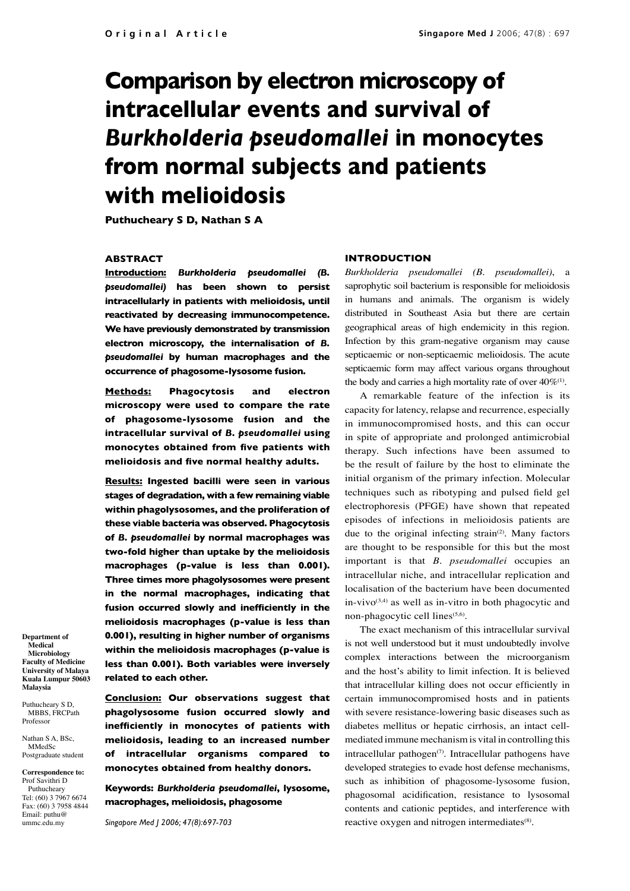Original Article

# Comparison by electron microscopy of intracellular events and survival of *Burkholderia pseudomallei* in monocytes from normal subjects and patients with melioidosis

**Puthucheary S D, Nathan S A**

## ABSTRACT

**Introduction:** ***Burkholderia pseudomallei (B. pseudomallei)*** **has been shown to persist intracellularly in patients with melioidosis, until reactivated by decreasing immunocompetence. We have previously demonstrated by transmission electron microscopy, the internalisation of *B. pseudomallei* by human macrophages and the occurrence of phagosome-lysosome fusion.**

**Methods:** **Phagocytosis and electron microscopy were used to compare the rate of phagosome-lysosome fusion and the intracellular survival of *B. pseudomallei* using monocytes obtained from five patients with melioidosis and five normal healthy adults.**

**Results:** **Ingested bacilli were seen in various stages of degradation, with a few remaining viable within phagolysosomes, and the proliferation of these viable bacteria was observed. Phagocytosis of *B. pseudomallei* by normal macrophages was two-fold higher than uptake by the melioidosis macrophages (p-value is less than 0.001). Three times more phagolysosomes were present in the normal macrophages, indicating that fusion occurred slowly and inefficiently in the melioidosis macrophages (p-value is less than 0.001), resulting in higher number of organisms within the melioidosis macrophages (p-value is less than 0.001). Both variables were inversely related to each other.**

**Conclusion:** **Our observations suggest that phagolysosome fusion occurred slowly and inefficiently in monocytes of patients with melioidosis, leading to an increased number of intracellular organisms compared to monocytes obtained from healthy donors.**

**Keywords:** ***Burkholderia pseudomallei*, lysosome, macrophages, melioidosis, phagosome**

*Singapore Med J 2006; 47(8):697-703*

**Department of Medical Microbiology**
**Faculty of Medicine**
**University of Malaya**
**Kuala Lumpur 50603**
**Malaysia**

Puthucheary S D, MBBS, FRCPath
Professor

Nathan S A, BSc, MMedSc
Postgraduate student

**Correspondence to:**
Prof Savithri D Puthucheary
Tel: (60) 3 7967 6674
Fax: (60) 3 7958 4844
Email: puthu@ummc.edu.my

## INTRODUCTION

*Burkholderia pseudomallei (B. pseudomallei)*, a saprophytic soil bacterium is responsible for melioidosis in humans and animals. The organism is widely distributed in Southeast Asia but there are certain geographical areas of high endemicity in this region. Infection by this gram-negative organism may cause septicaemic or non-septicaemic melioidosis. The acute septicaemic form may affect various organs throughout the body and carries a high mortality rate of over 40%[1].

A remarkable feature of the infection is its capacity for latency, relapse and recurrence, especially in immunocompromised hosts, and this can occur in spite of appropriate and prolonged antimicrobial therapy. Such infections have been assumed to be the result of failure by the host to eliminate the initial organism of the primary infection. Molecular techniques such as ribotyping and pulsed field gel electrophoresis (PFGE) have shown that repeated episodes of infections in melioidosis patients are due to the original infecting strain[2]. Many factors are thought to be responsible for this but the most important is that *B. pseudomallei* occupies an intracellular niche, and intracellular replication and localisation of the bacterium have been documented in-vivo[3,4] as well as in-vitro in both phagocytic and non-phagocytic cell lines[5,6].

The exact mechanism of this intracellular survival is not well understood but it must undoubtedly involve complex interactions between the microorganism and the host's ability to limit infection. It is believed that intracellular killing does not occur efficiently in certain immunocompromised hosts and in patients with severe resistance-lowering basic diseases such as diabetes mellitus or hepatic cirrhosis, an intact cell-mediated immune mechanism is vital in controlling this intracellular pathogen[7]. Intracellular pathogens have developed strategies to evade host defense mechanisms, such as inhibition of phagosome-lysosome fusion, phagosomal acidification, resistance to lysosomal contents and cationic peptides, and interference with reactive oxygen and nitrogen intermediates[8].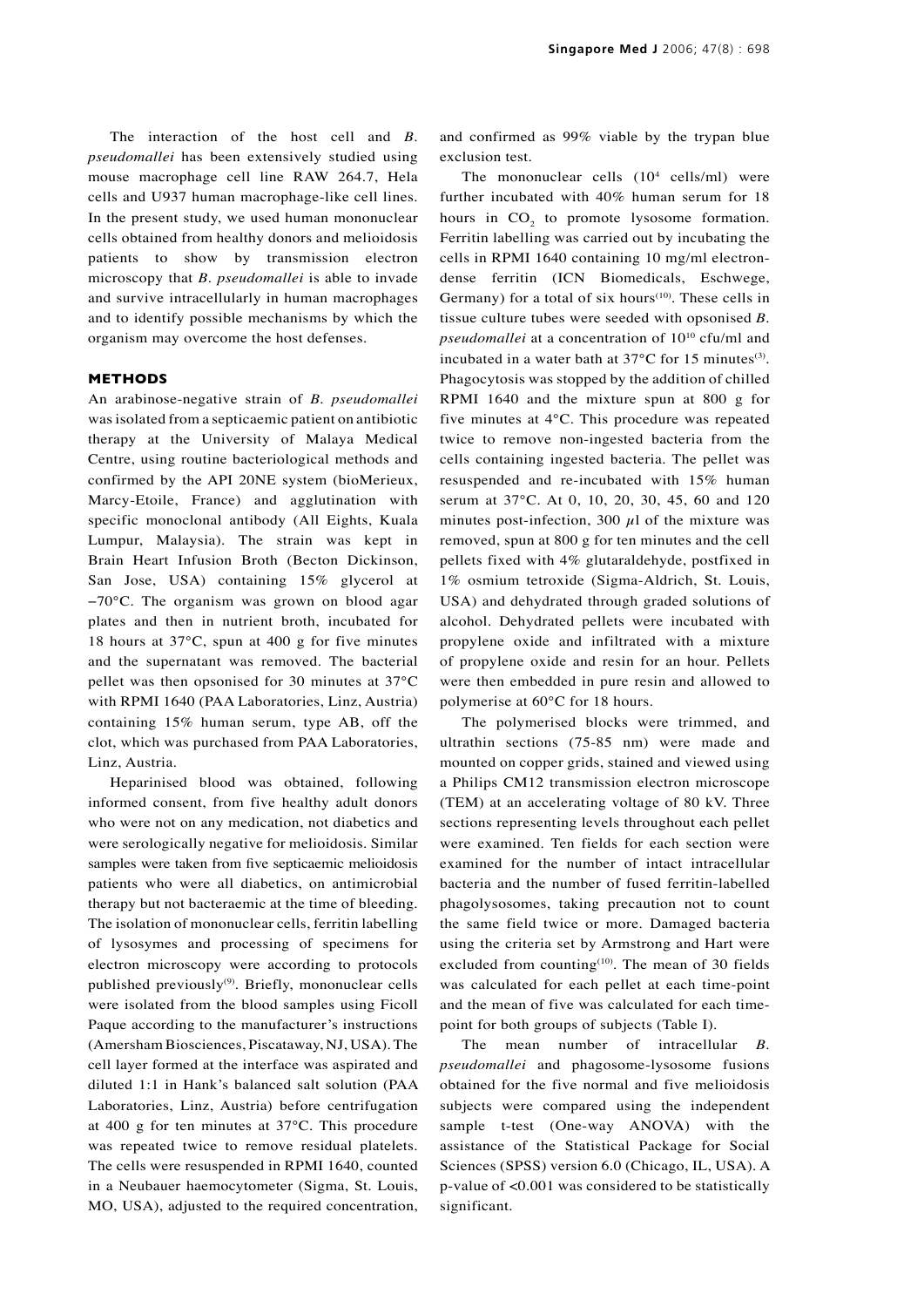The interaction of the host cell and *B. pseudomallei* has been extensively studied using mouse macrophage cell line RAW 264.7, Hela cells and U937 human macrophage-like cell lines. In the present study, we used human mononuclear cells obtained from healthy donors and melioidosis patients to show by transmission electron microscopy that *B. pseudomallei* is able to invade and survive intracellularly in human macrophages and to identify possible mechanisms by which the organism may overcome the host defenses.

## METHODS

An arabinose-negative strain of *B. pseudomallei* was isolated from a septicaemic patient on antibiotic therapy at the University of Malaya Medical Centre, using routine bacteriological methods and confirmed by the API 20NE system (bioMerieux, Marcy-Etoile, France) and agglutination with specific monoclonal antibody (All Eights, Kuala Lumpur, Malaysia). The strain was kept in Brain Heart Infusion Broth (Becton Dickinson, San Jose, USA) containing 15% glycerol at −70°C. The organism was grown on blood agar plates and then in nutrient broth, incubated for 18 hours at 37°C, spun at 400 g for five minutes and the supernatant was removed. The bacterial pellet was then opsonised for 30 minutes at 37°C with RPMI 1640 (PAA Laboratories, Linz, Austria) containing 15% human serum, type AB, off the clot, which was purchased from PAA Laboratories, Linz, Austria.

Heparinised blood was obtained, following informed consent, from five healthy adult donors who were not on any medication, not diabetics and were serologically negative for melioidosis. Similar samples were taken from five septicaemic melioidosis patients who were all diabetics, on antimicrobial therapy but not bacteraemic at the time of bleeding. The isolation of mononuclear cells, ferritin labelling of lysosymes and processing of specimens for electron microscopy were according to protocols published previously[9]. Briefly, mononuclear cells were isolated from the blood samples using Ficoll Paque according to the manufacturer's instructions (Amersham Biosciences, Piscataway, NJ, USA). The cell layer formed at the interface was aspirated and diluted 1:1 in Hank's balanced salt solution (PAA Laboratories, Linz, Austria) before centrifugation at 400 g for ten minutes at 37°C. This procedure was repeated twice to remove residual platelets. The cells were resuspended in RPMI 1640, counted in a Neubauer haemocytometer (Sigma, St. Louis, MO, USA), adjusted to the required concentration, and confirmed as 99% viable by the trypan blue exclusion test.

The mononuclear cells ($10^4$ cells/ml) were further incubated with 40% human serum for 18 hours in $CO_2$ to promote lysosome formation. Ferritin labelling was carried out by incubating the cells in RPMI 1640 containing 10 mg/ml electron-dense ferritin (ICN Biomedicals, Eschwege, Germany) for a total of six hours[10]. These cells in tissue culture tubes were seeded with opsonised *B. pseudomallei* at a concentration of $10^{10}$ cfu/ml and incubated in a water bath at 37°C for 15 minutes[3]. Phagocytosis was stopped by the addition of chilled RPMI 1640 and the mixture spun at 800 g for five minutes at 4°C. This procedure was repeated twice to remove non-ingested bacteria from the cells containing ingested bacteria. The pellet was resuspended and re-incubated with 15% human serum at 37°C. At 0, 10, 20, 30, 45, 60 and 120 minutes post-infection, 300 $\mu$l of the mixture was removed, spun at 800 g for ten minutes and the cell pellets fixed with 4% glutaraldehyde, postfixed in 1% osmium tetroxide (Sigma-Aldrich, St. Louis, USA) and dehydrated through graded solutions of alcohol. Dehydrated pellets were incubated with propylene oxide and infiltrated with a mixture of propylene oxide and resin for an hour. Pellets were then embedded in pure resin and allowed to polymerise at 60°C for 18 hours.

The polymerised blocks were trimmed, and ultrathin sections (75-85 nm) were made and mounted on copper grids, stained and viewed using a Philips CM12 transmission electron microscope (TEM) at an accelerating voltage of 80 kV. Three sections representing levels throughout each pellet were examined. Ten fields for each section were examined for the number of intact intracellular bacteria and the number of fused ferritin-labelled phagolysosomes, taking precaution not to count the same field twice or more. Damaged bacteria using the criteria set by Armstrong and Hart were excluded from counting[10]. The mean of 30 fields was calculated for each pellet at each time-point and the mean of five was calculated for each time-point for both groups of subjects (Table I).

The mean number of intracellular *B. pseudomallei* and phagosome-lysosome fusions obtained for the five normal and five melioidosis subjects were compared using the independent sample t-test (One-way ANOVA) with the assistance of the Statistical Package for Social Sciences (SPSS) version 6.0 (Chicago, IL, USA). A p-value of $<0.001$ was considered to be statistically significant.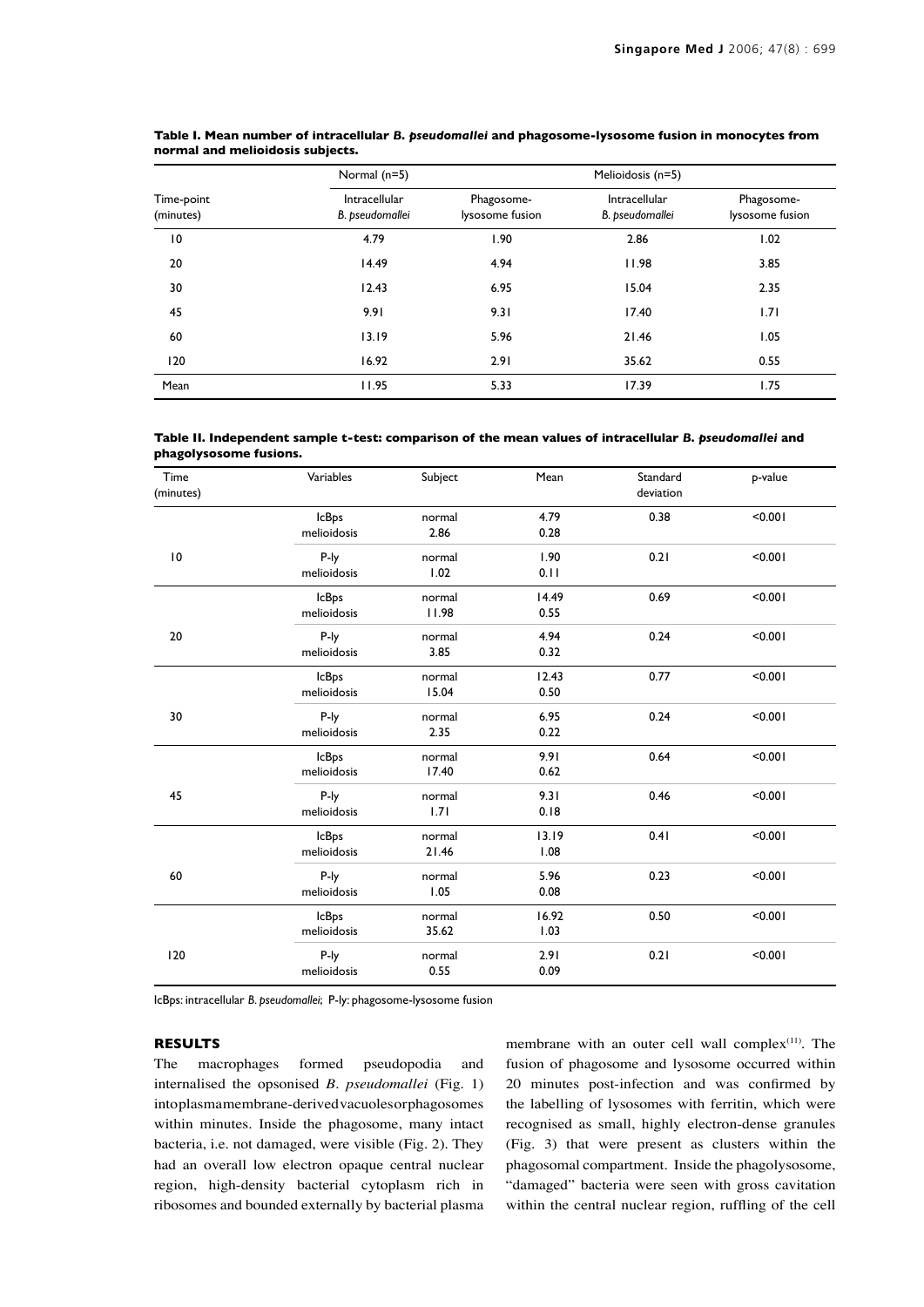**Table I. Mean number of intracellular *B. pseudomallei* and phagosome-lysosome fusion in monocytes from normal and melioidosis subjects.**

| Time-point (minutes) | Normal (n=5) | | Melioidosis (n=5) | |
|---|---|---|---|---|
| | Intracellular *B. pseudomallei* | Phagosome-lysosome fusion | Intracellular *B. pseudomallei* | Phagosome-lysosome fusion |
| 10 | 4.79 | 1.90 | 2.86 | 1.02 |
| 20 | 14.49 | 4.94 | 11.98 | 3.85 |
| 30 | 12.43 | 6.95 | 15.04 | 2.35 |
| 45 | 9.91 | 9.31 | 17.40 | 1.71 |
| 60 | 13.19 | 5.96 | 21.46 | 1.05 |
| 120 | 16.92 | 2.91 | 35.62 | 0.55 |
| Mean | 11.95 | 5.33 | 17.39 | 1.75 |

**Table II. Independent sample t-test: comparison of the mean values of intracellular *B. pseudomallei* and phagolysosome fusions.**

| Time (minutes) | Variables | Subject | Mean | Standard deviation | p-value |
|---|---|---|---|---|---|
| 10 | IcBps<br>melioidosis | normal<br>2.86 | 4.79<br>0.28 | 0.38 | <0.001 |
| | P-ly<br>melioidosis | normal<br>1.02 | 1.90<br>0.11 | 0.21 | <0.001 |
| 20 | IcBps<br>melioidosis | normal<br>11.98 | 14.49<br>0.55 | 0.69 | <0.001 |
| | P-ly<br>melioidosis | normal<br>3.85 | 4.94<br>0.32 | 0.24 | <0.001 |
| 30 | IcBps<br>melioidosis | normal<br>15.04 | 12.43<br>0.50 | 0.77 | <0.001 |
| | P-ly<br>melioidosis | normal<br>2.35 | 6.95<br>0.22 | 0.24 | <0.001 |
| 45 | IcBps<br>melioidosis | normal<br>17.40 | 9.91<br>0.62 | 0.64 | <0.001 |
| | P-ly<br>melioidosis | normal<br>1.71 | 9.31<br>0.18 | 0.46 | <0.001 |
| 60 | IcBps<br>melioidosis | normal<br>21.46 | 13.19<br>1.08 | 0.41 | <0.001 |
| | P-ly<br>melioidosis | normal<br>1.05 | 5.96<br>0.08 | 0.23 | <0.001 |
| 120 | IcBps<br>melioidosis | normal<br>35.62 | 16.92<br>1.03 | 0.50 | <0.001 |
| | P-ly<br>melioidosis | normal<br>0.55 | 2.91<br>0.09 | 0.21 | <0.001 |

IcBps: intracellular *B. pseudomallei*; P-ly: phagosome-lysosome fusion

## RESULTS

The macrophages formed pseudopodia and internalised the opsonised *B. pseudomallei* (Fig. 1) into plasmamembrane-derived vacuoles or phagosomes within minutes. Inside the phagosome, many intact bacteria, i.e. not damaged, were visible (Fig. 2). They had an overall low electron opaque central nuclear region, high-density bacterial cytoplasm rich in ribosomes and bounded externally by bacterial plasma membrane with an outer cell wall complex[11]. The fusion of phagosome and lysosome occurred within 20 minutes post-infection and was confirmed by the labelling of lysosomes with ferritin, which were recognised as small, highly electron-dense granules (Fig. 3) that were present as clusters within the phagosomal compartment. Inside the phagolysosome, "damaged" bacteria were seen with gross cavitation within the central nuclear region, ruffling of the cell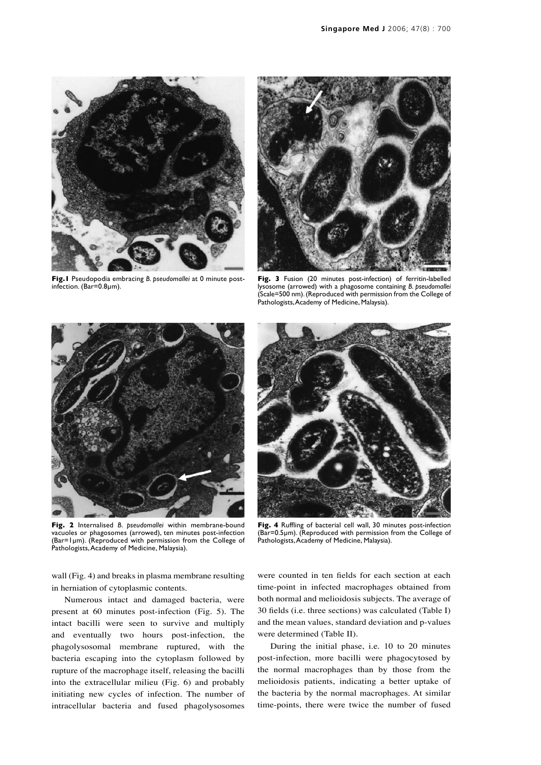Fig. 1 Pseudopodia embracing *B. pseudomallei* at 0 minute post-infection. (Bar=0.8μm).

Fig. 3 Fusion (20 minutes post-infection) of ferritin-labelled lysosome (arrowed) with a phagosome containing *B. pseudomallei* (Scale=500 nm). (Reproduced with permission from the College of Pathologists, Academy of Medicine, Malaysia).

Fig. 2 Internalised *B. pseudomallei* within membrane-bound vacuoles or phagosomes (arrowed), ten minutes post-infection (Bar=1μm). (Reproduced with permission from the College of Pathologists, Academy of Medicine, Malaysia).

Fig. 4 Ruffling of bacterial cell wall, 30 minutes post-infection (Bar=0.5μm). (Reproduced with permission from the College of Pathologists, Academy of Medicine, Malaysia).

wall (Fig. 4) and breaks in plasma membrane resulting in herniation of cytoplasmic contents.

Numerous intact and damaged bacteria, were present at 60 minutes post-infection (Fig. 5). The intact bacilli were seen to survive and multiply and eventually two hours post-infection, the phagolysosomal membrane ruptured, with the bacteria escaping into the cytoplasm followed by rupture of the macrophage itself, releasing the bacilli into the extracellular milieu (Fig. 6) and probably initiating new cycles of infection. The number of intracellular bacteria and fused phagolysosomes were counted in ten fields for each section at each time-point in infected macrophages obtained from both normal and melioidosis subjects. The average of 30 fields (i.e. three sections) was calculated (Table I) and the mean values, standard deviation and p-values were determined (Table II).

During the initial phase, i.e. 10 to 20 minutes post-infection, more bacilli were phagocytosed by the normal macrophages than by those from the melioidosis patients, indicating a better uptake of the bacteria by the normal macrophages. At similar time-points, there were twice the number of fused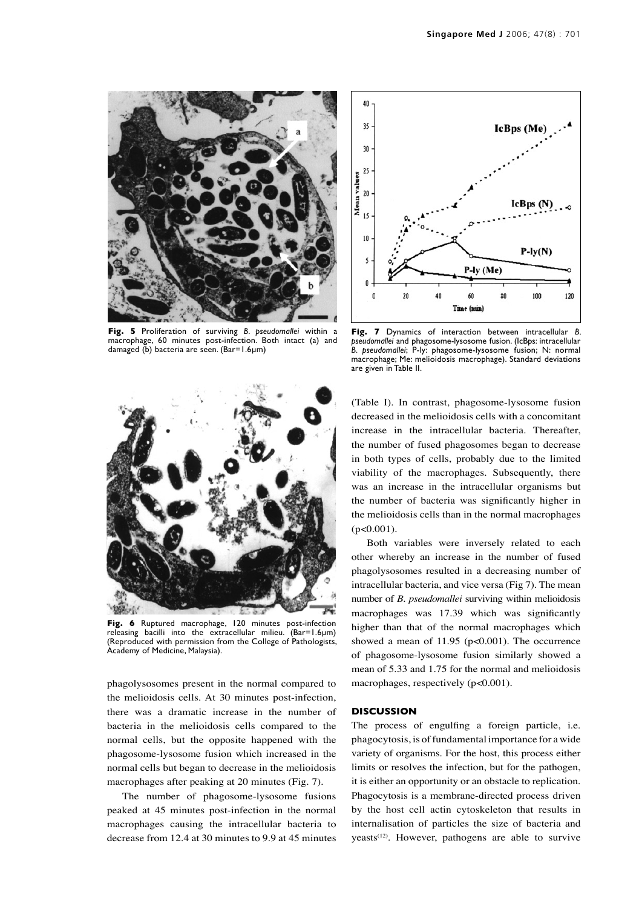Fig. 5 Proliferation of surviving *B. pseudomallei* within a macrophage, 60 minutes post-infection. Both intact (a) and damaged (b) bacteria are seen. (Bar=1.6µm)

Fig. 6 Ruptured macrophage, 120 minutes post-infection releasing bacilli into the extracellular milieu. (Bar=1.6µm) (Reproduced with permission from the College of Pathologists, Academy of Medicine, Malaysia).

phagolysosomes present in the normal compared to the melioidosis cells. At 30 minutes post-infection, there was a dramatic increase in the number of bacteria in the melioidosis cells compared to the normal cells, but the opposite happened with the phagosome-lysosome fusion which increased in the normal cells but began to decrease in the melioidosis macrophages after peaking at 20 minutes (Fig. 7).

The number of phagosome-lysosome fusions peaked at 45 minutes post-infection in the normal macrophages causing the intracellular bacteria to decrease from 12.4 at 30 minutes to 9.9 at 45 minutes

Fig. 7 Dynamics of interaction between intracellular *B. pseudomallei* and phagosome-lysosome fusion. (IcBps: intracellular *B. pseudomallei*; P-ly: phagosome-lysosome fusion; N: normal macrophage; Me: melioidosis macrophage). Standard deviations are given in Table II.

(Table I). In contrast, phagosome-lysosome fusion decreased in the melioidosis cells with a concomitant increase in the intracellular bacteria. Thereafter, the number of fused phagosomes began to decrease in both types of cells, probably due to the limited viability of the macrophages. Subsequently, there was an increase in the intracellular organisms but the number of bacteria was significantly higher in the melioidosis cells than in the normal macrophages ($p<0.001$).

Both variables were inversely related to each other whereby an increase in the number of fused phagolysosomes resulted in a decreasing number of intracellular bacteria, and vice versa (Fig 7). The mean number of *B. pseudomallei* surviving within melioidosis macrophages was 17.39 which was significantly higher than that of the normal macrophages which showed a mean of 11.95 ($p<0.001$). The occurrence of phagosome-lysosome fusion similarly showed a mean of 5.33 and 1.75 for the normal and melioidosis macrophages, respectively ($p<0.001$).

## DISCUSSION

The process of engulfing a foreign particle, i.e. phagocytosis, is of fundamental importance for a wide variety of organisms. For the host, this process either limits or resolves the infection, but for the pathogen, it is either an opportunity or an obstacle to replication. Phagocytosis is a membrane-directed process driven by the host cell actin cytoskeleton that results in internalisation of particles the size of bacteria and yeasts[12]. However, pathogens are able to survive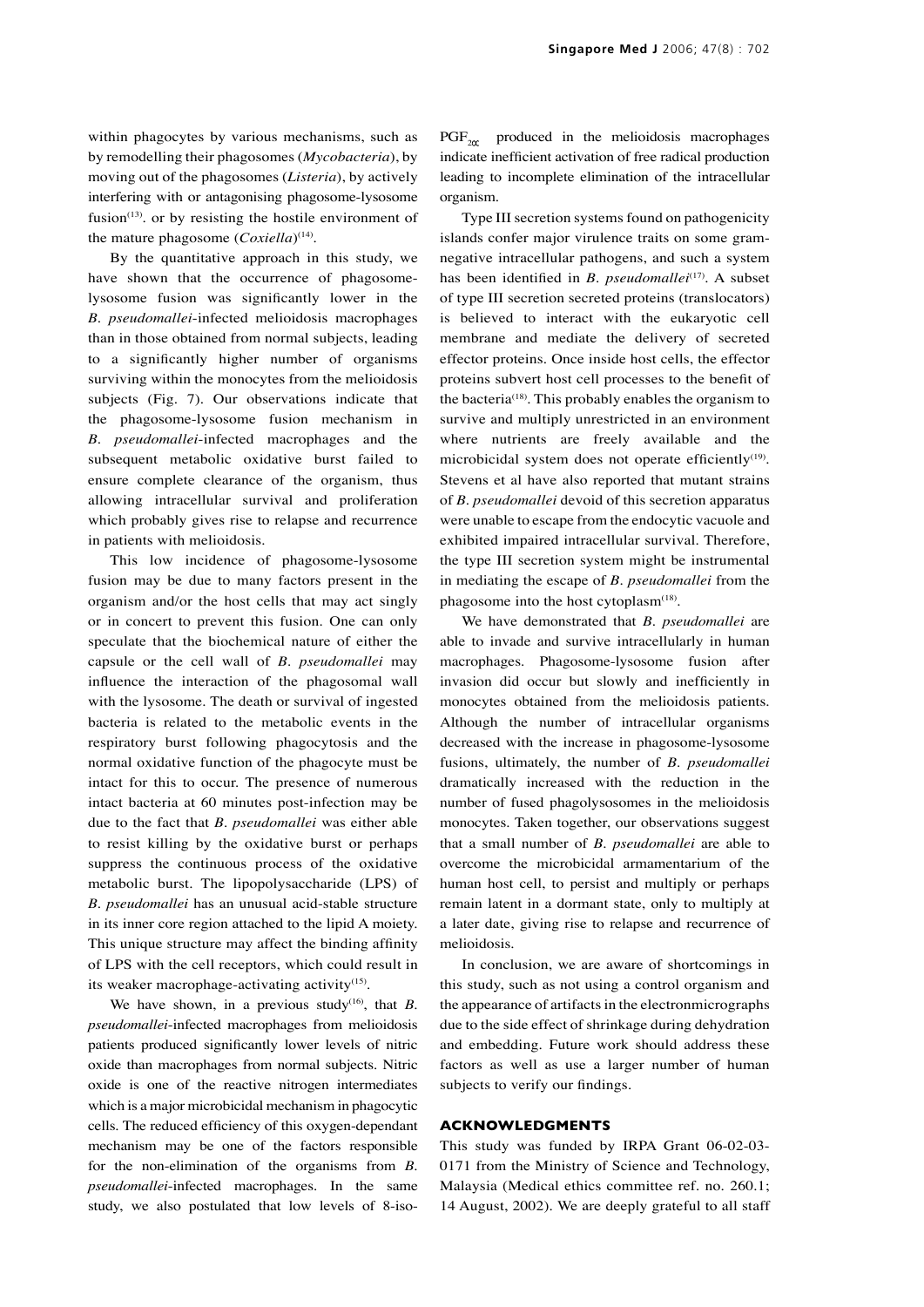within phagocytes by various mechanisms, such as by remodelling their phagosomes (*Mycobacteria*), by moving out of the phagosomes (*Listeria*), by actively interfering with or antagonising phagosome-lysosome fusion[13]. or by resisting the hostile environment of the mature phagosome (*Coxiella*)[14].

By the quantitative approach in this study, we have shown that the occurrence of phagosome-lysosome fusion was significantly lower in the *B. pseudomallei*-infected melioidosis macrophages than in those obtained from normal subjects, leading to a significantly higher number of organisms surviving within the monocytes from the melioidosis subjects (Fig. 7). Our observations indicate that the phagosome-lysosome fusion mechanism in *B. pseudomallei*-infected macrophages and the subsequent metabolic oxidative burst failed to ensure complete clearance of the organism, thus allowing intracellular survival and proliferation which probably gives rise to relapse and recurrence in patients with melioidosis.

This low incidence of phagosome-lysosome fusion may be due to many factors present in the organism and/or the host cells that may act singly or in concert to prevent this fusion. One can only speculate that the biochemical nature of either the capsule or the cell wall of *B. pseudomallei* may influence the interaction of the phagosomal wall with the lysosome. The death or survival of ingested bacteria is related to the metabolic events in the respiratory burst following phagocytosis and the normal oxidative function of the phagocyte must be intact for this to occur. The presence of numerous intact bacteria at 60 minutes post-infection may be due to the fact that *B. pseudomallei* was either able to resist killing by the oxidative burst or perhaps suppress the continuous process of the oxidative metabolic burst. The lipopolysaccharide (LPS) of *B. pseudomallei* has an unusual acid-stable structure in its inner core region attached to the lipid A moiety. This unique structure may affect the binding affinity of LPS with the cell receptors, which could result in its weaker macrophage-activating activity[15].

We have shown, in a previous study[16], that *B. pseudomallei*-infected macrophages from melioidosis patients produced significantly lower levels of nitric oxide than macrophages from normal subjects. Nitric oxide is one of the reactive nitrogen intermediates which is a major microbicidal mechanism in phagocytic cells. The reduced efficiency of this oxygen-dependant mechanism may be one of the factors responsible for the non-elimination of the organisms from *B. pseudomallei*-infected macrophages. In the same study, we also postulated that low levels of 8-iso-$PGF_{2\alpha}$ produced in the melioidosis macrophages indicate inefficient activation of free radical production leading to incomplete elimination of the intracellular organism.

Type III secretion systems found on pathogenicity islands confer major virulence traits on some gram-negative intracellular pathogens, and such a system has been identified in *B. pseudomallei*[17]. A subset of type III secretion secreted proteins (translocators) is believed to interact with the eukaryotic cell membrane and mediate the delivery of secreted effector proteins. Once inside host cells, the effector proteins subvert host cell processes to the benefit of the bacteria[18]. This probably enables the organism to survive and multiply unrestricted in an environment where nutrients are freely available and the microbicidal system does not operate efficiently[19]. Stevens et al have also reported that mutant strains of *B. pseudomallei* devoid of this secretion apparatus were unable to escape from the endocytic vacuole and exhibited impaired intracellular survival. Therefore, the type III secretion system might be instrumental in mediating the escape of *B. pseudomallei* from the phagosome into the host cytoplasm[18].

We have demonstrated that *B. pseudomallei* are able to invade and survive intracellularly in human macrophages. Phagosome-lysosome fusion after invasion did occur but slowly and inefficiently in monocytes obtained from the melioidosis patients. Although the number of intracellular organisms decreased with the increase in phagosome-lysosome fusions, ultimately, the number of *B. pseudomallei* dramatically increased with the reduction in the number of fused phagolysosomes in the melioidosis monocytes. Taken together, our observations suggest that a small number of *B. pseudomallei* are able to overcome the microbicidal armamentarium of the human host cell, to persist and multiply or perhaps remain latent in a dormant state, only to multiply at a later date, giving rise to relapse and recurrence of melioidosis.

In conclusion, we are aware of shortcomings in this study, such as not using a control organism and the appearance of artifacts in the electronmicrographs due to the side effect of shrinkage during dehydration and embedding. Future work should address these factors as well as use a larger number of human subjects to verify our findings.

## ACKNOWLEDGMENTS

This study was funded by IRPA Grant 06-02-03-0171 from the Ministry of Science and Technology, Malaysia (Medical ethics committee ref. no. 260.1; 14 August, 2002). We are deeply grateful to all staff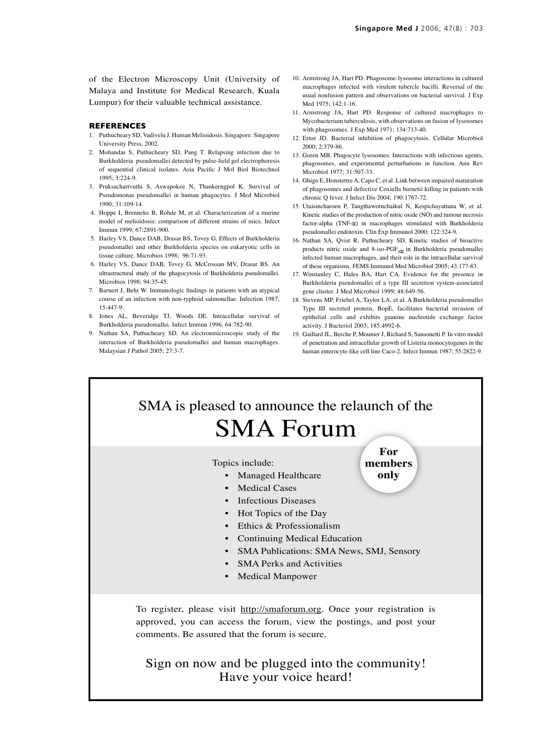of the Electron Microscopy Unit (University of Malaya and Institute for Medical Research, Kuala Lumpur) for their valuable technical assistance.

## REFERENCES

1. Puthucheary SD, Vadivelu J. Human Melioidosis. Singapore: Singapore University Press, 2002.
2. Mohandas S, Puthucheary SD, Pang T. Relapsing infection due to Burkholderia pseudomallei detected by pulse-field gel electrophoresis of sequential clinical isolates. Asia Pacific J Mol Biol Biotechnol 1995; 3:224-9.
3. Pruksachartvuthi S, Aswapokee N, Thankerngpol K. Survival of Pseudomonas pseudomallei in human phagocytes. J Med Microbiol 1990; 31:109-14.
4. Hoppe I, Brenneke B, Rohde M, et al. Characterization of a murine model of melioidosis: comparison of different strains of mice. Infect Immun 1999; 67:2891-900.
5. Harley VS, Dance DAB, Drasar BS, Tovey G. Effects of Burkholderia pseudomallei and other Burkholderia species on eukaryotic cells in tissue culture. Microbios 1998; 96:71-93.
6. Harley VS, Dance DAB, Tovey G, McCrossan MV, Drasar BS. An ultrastructural study of the phagocytosis of Burkholderia pseudomallei. Microbios 1998; 94:35-45.
7. Barnert J, Behr W. Immunologic findings in patients with an atypical course of an infection with non-typhoid salmonellae. Infection 1987; 15:447-9.
8. Jones AL, Beveridge TJ, Woods DE. Intracellular survival of Burkholderia pseudomallei. Infect Immun 1996; 64:782-90.
9. Nathan SA, Puthucheary SD. An electronmicroscopic study of the interaction of Burkholderia pseudomallei and human macrophages. Malaysian J Pathol 2005; 27:3-7.
10. Armstrong JA, Hart PD. Phagosome-lysosome interactions in cultured macrophages infected with virulent tubercle bacilli. Reversal of the usual nonfusion pattern and observations on bacterial survival. J Exp Med 1975; 142:1-16.
11. Armstrong JA, Hart PD. Response of cultured macrophages to Mycobacterium tuberculosis, with observations on fusion of lysosomes with phagosomes. J Exp Med 1971; 134:713-40.
12. Ernst JD. Bacterial inhibition of phagocytosis. Cellular Microbiol 2000; 2:379-86.
13. Goren MB. Phagocyte lysosomes: Interactions with infectious agents, phagosomes, and experimental perturbations in function. Ann Rev Microbiol 1977; 31:507-33.
14. Ghigo E, Honstettre A, Capo C, et al. Link between impaired maturation of phagosomes and defective Coxiella burnetii killing in patients with chronic Q fever. J Infect Dis 2004; 190:1767-72.
15. Utaisincharoen P, Tangthawornchaikul N, Kespichayattana W, et al. Kinetic studies of the production of nitric oxide (NO) and tumour necrosis factor-alpha (TNF-$\alpha$) in macrophages stimulated with Burkholderia pseudomallei endotoxin. Clin Exp Immunol 2000; 122:324-9.
16. Nathan SA, Qvist R, Puthucheary SD. Kinetic studies of bioactive products nitric oxide and 8-iso-PGF$_{2\alpha}$ in Burkholderia pseudomallei infected human macrophages, and their role in the intracellular survival of these organisms. FEMS Immunol Med Microbiol 2005; 43:177-83.
17. Winstanley C, Hales BA, Hart CA. Evidence for the presence in Burkholderia pseudomallei of a type III secretion system-associated gene cluster. J Med Microbiol 1999; 48:649-56.
18. Stevens MP, Friebel A, Taylor LA, et al. A Burkholderia pseudomallei Type III secreted protein, BopE, facilitates bacterial invasion of epithelial cells and exhibits guanine nucleotide exchange factor activity. J Bacteriol 2003; 185:4992-6.
19. Gaillard JL, Berche P, Mounier J, Richard S, Sansonetti P. In vitro model of penetration and intracellular growth of Listeria monocytogenes in the human enterocyte-like cell line Caco-2. Infect Immun 1987; 55:2822-9.

---

SMA is pleased to announce the relaunch of the

# SMA Forum

**For members only**

Topics include:

- Managed Healthcare
- Medical Cases
- Infectious Diseases
- Hot Topics of the Day
- Ethics & Professionalism
- Continuing Medical Education
- SMA Publications: SMA News, SMJ, Sensory
- SMA Perks and Activities
- Medical Manpower

To register, please visit http://smaforum.org. Once your registration is approved, you can access the forum, view the postings, and post your comments. Be assured that the forum is secure.

Sign on now and be plugged into the community!
Have your voice heard!